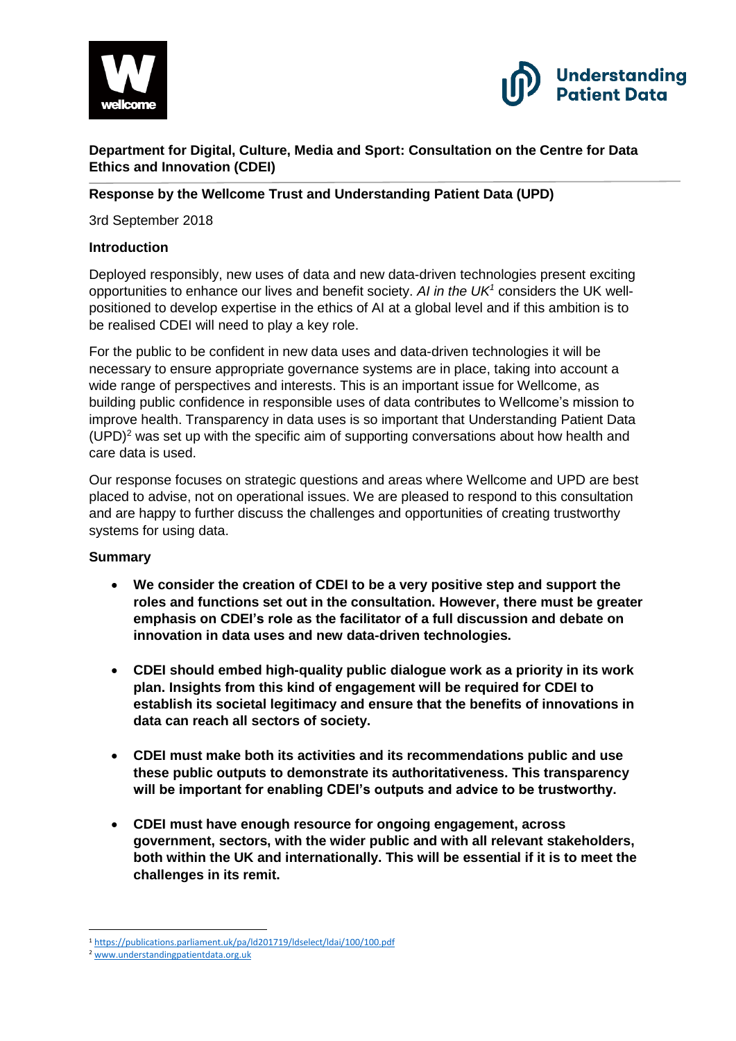**Department for Digital, Culture, Media and Sport: Consultation on the Centre for Data Ethics and Innovation (CDEI)**

**Response by the Wellcome Trust and Understanding Patient Data (UPD)**

3rd September 2018

**Introduction**

Deployed responsibly, new uses of data and new data-driven technologies present exciting opportunities to enhance our lives and benefit society. *AI in the UK*[1] considers the UK well-positioned to develop expertise in the ethics of AI at a global level and if this ambition is to be realised CDEI will need to play a key role.

For the public to be confident in new data uses and data-driven technologies it will be necessary to ensure appropriate governance systems are in place, taking into account a wide range of perspectives and interests. This is an important issue for Wellcome, as building public confidence in responsible uses of data contributes to Wellcome's mission to improve health. Transparency in data uses is so important that Understanding Patient Data (UPD)[2] was set up with the specific aim of supporting conversations about how health and care data is used.

Our response focuses on strategic questions and areas where Wellcome and UPD are best placed to advise, not on operational issues. We are pleased to respond to this consultation and are happy to further discuss the challenges and opportunities of creating trustworthy systems for using data.

**Summary**

- **We consider the creation of CDEI to be a very positive step and support the roles and functions set out in the consultation. However, there must be greater emphasis on CDEI's role as the facilitator of a full discussion and debate on innovation in data uses and new data-driven technologies.**

- **CDEI should embed high-quality public dialogue work as a priority in its work plan. Insights from this kind of engagement will be required for CDEI to establish its societal legitimacy and ensure that the benefits of innovations in data can reach all sectors of society.**

- **CDEI must make both its activities and its recommendations public and use these public outputs to demonstrate its authoritativeness. This transparency will be important for enabling CDEI's outputs and advice to be trustworthy.**

- **CDEI must have enough resource for ongoing engagement, across government, sectors, with the wider public and with all relevant stakeholders, both within the UK and internationally. This will be essential if it is to meet the challenges in its remit.**

[1] https://publications.parliament.uk/pa/ld201719/ldselect/ldai/100/100.pdf

[2] www.understandingpatientdata.org.uk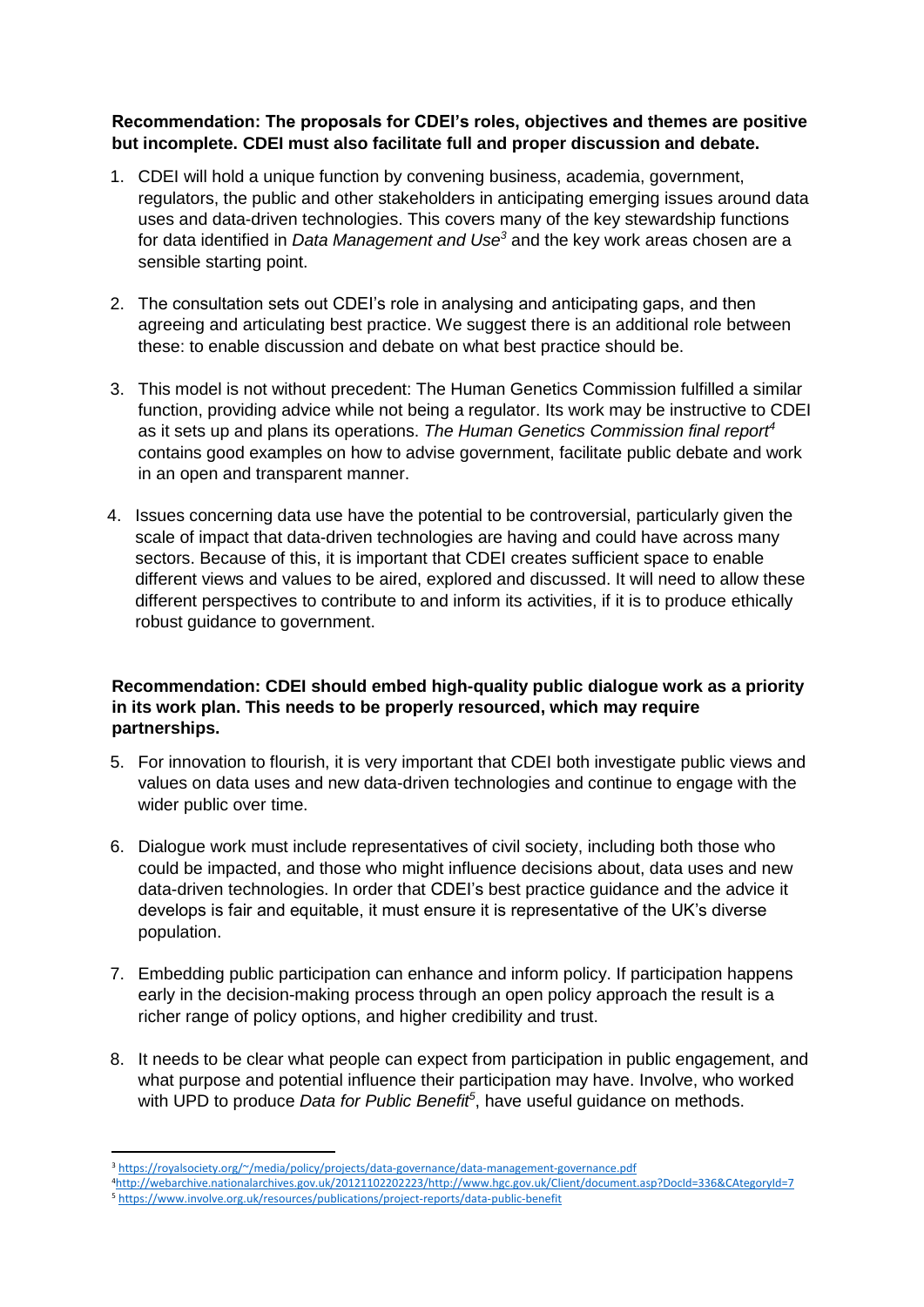**Recommendation: The proposals for CDEI's roles, objectives and themes are positive but incomplete. CDEI must also facilitate full and proper discussion and debate.**

1. CDEI will hold a unique function by convening business, academia, government, regulators, the public and other stakeholders in anticipating emerging issues around data uses and data-driven technologies. This covers many of the key stewardship functions for data identified in *Data Management and Use*[3] and the key work areas chosen are a sensible starting point.

2. The consultation sets out CDEI's role in analysing and anticipating gaps, and then agreeing and articulating best practice. We suggest there is an additional role between these: to enable discussion and debate on what best practice should be.

3. This model is not without precedent: The Human Genetics Commission fulfilled a similar function, providing advice while not being a regulator. Its work may be instructive to CDEI as it sets up and plans its operations. *The Human Genetics Commission final report*[4] contains good examples on how to advise government, facilitate public debate and work in an open and transparent manner.

4. Issues concerning data use have the potential to be controversial, particularly given the scale of impact that data-driven technologies are having and could have across many sectors. Because of this, it is important that CDEI creates sufficient space to enable different views and values to be aired, explored and discussed. It will need to allow these different perspectives to contribute to and inform its activities, if it is to produce ethically robust guidance to government.

**Recommendation: CDEI should embed high-quality public dialogue work as a priority in its work plan. This needs to be properly resourced, which may require partnerships.**

5. For innovation to flourish, it is very important that CDEI both investigate public views and values on data uses and new data-driven technologies and continue to engage with the wider public over time.

6. Dialogue work must include representatives of civil society, including both those who could be impacted, and those who might influence decisions about, data uses and new data-driven technologies. In order that CDEI's best practice guidance and the advice it develops is fair and equitable, it must ensure it is representative of the UK's diverse population.

7. Embedding public participation can enhance and inform policy. If participation happens early in the decision-making process through an open policy approach the result is a richer range of policy options, and higher credibility and trust.

8. It needs to be clear what people can expect from participation in public engagement, and what purpose and potential influence their participation may have. Involve, who worked with UPD to produce *Data for Public Benefit*[5], have useful guidance on methods.

---

[3] https://royalsociety.org/~/media/policy/projects/data-governance/data-management-governance.pdf

[4] http://webarchive.nationalarchives.gov.uk/20121102202223/http://www.hgc.gov.uk/Client/document.asp?DocId=336&CAtegoryId=7

[5] https://www.involve.org.uk/resources/publications/project-reports/data-public-benefit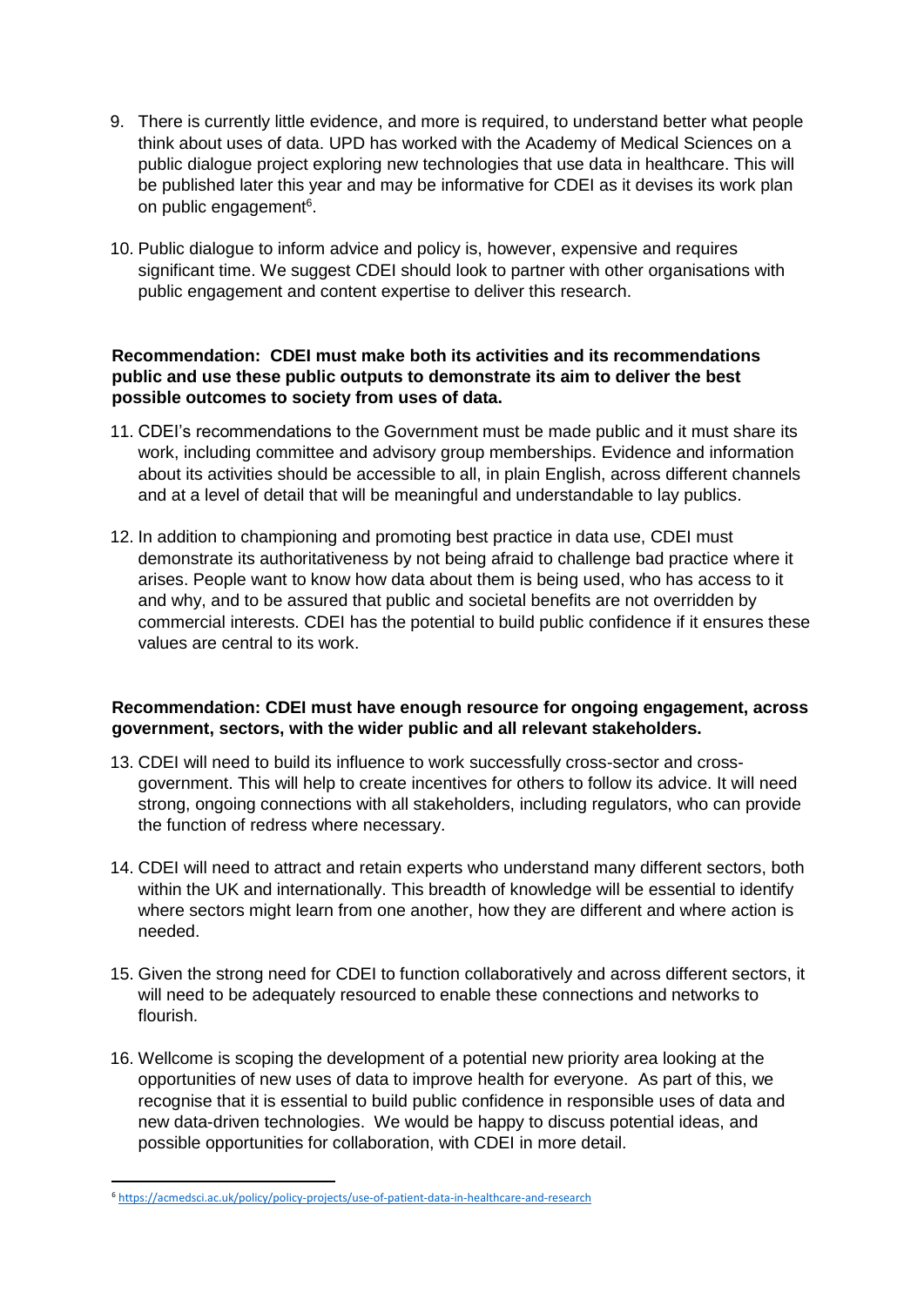9. There is currently little evidence, and more is required, to understand better what people think about uses of data. UPD has worked with the Academy of Medical Sciences on a public dialogue project exploring new technologies that use data in healthcare. This will be published later this year and may be informative for CDEI as it devises its work plan on public engagement[6].

10. Public dialogue to inform advice and policy is, however, expensive and requires significant time. We suggest CDEI should look to partner with other organisations with public engagement and content expertise to deliver this research.

**Recommendation: CDEI must make both its activities and its recommendations public and use these public outputs to demonstrate its aim to deliver the best possible outcomes to society from uses of data.**

11. CDEI's recommendations to the Government must be made public and it must share its work, including committee and advisory group memberships. Evidence and information about its activities should be accessible to all, in plain English, across different channels and at a level of detail that will be meaningful and understandable to lay publics.

12. In addition to championing and promoting best practice in data use, CDEI must demonstrate its authoritativeness by not being afraid to challenge bad practice where it arises. People want to know how data about them is being used, who has access to it and why, and to be assured that public and societal benefits are not overridden by commercial interests. CDEI has the potential to build public confidence if it ensures these values are central to its work.

**Recommendation: CDEI must have enough resource for ongoing engagement, across government, sectors, with the wider public and all relevant stakeholders.**

13. CDEI will need to build its influence to work successfully cross-sector and cross-government. This will help to create incentives for others to follow its advice. It will need strong, ongoing connections with all stakeholders, including regulators, who can provide the function of redress where necessary.

14. CDEI will need to attract and retain experts who understand many different sectors, both within the UK and internationally. This breadth of knowledge will be essential to identify where sectors might learn from one another, how they are different and where action is needed.

15. Given the strong need for CDEI to function collaboratively and across different sectors, it will need to be adequately resourced to enable these connections and networks to flourish.

16. Wellcome is scoping the development of a potential new priority area looking at the opportunities of new uses of data to improve health for everyone. As part of this, we recognise that it is essential to build public confidence in responsible uses of data and new data-driven technologies. We would be happy to discuss potential ideas, and possible opportunities for collaboration, with CDEI in more detail.

---

[6] https://acmedsci.ac.uk/policy/policy-projects/use-of-patient-data-in-healthcare-and-research